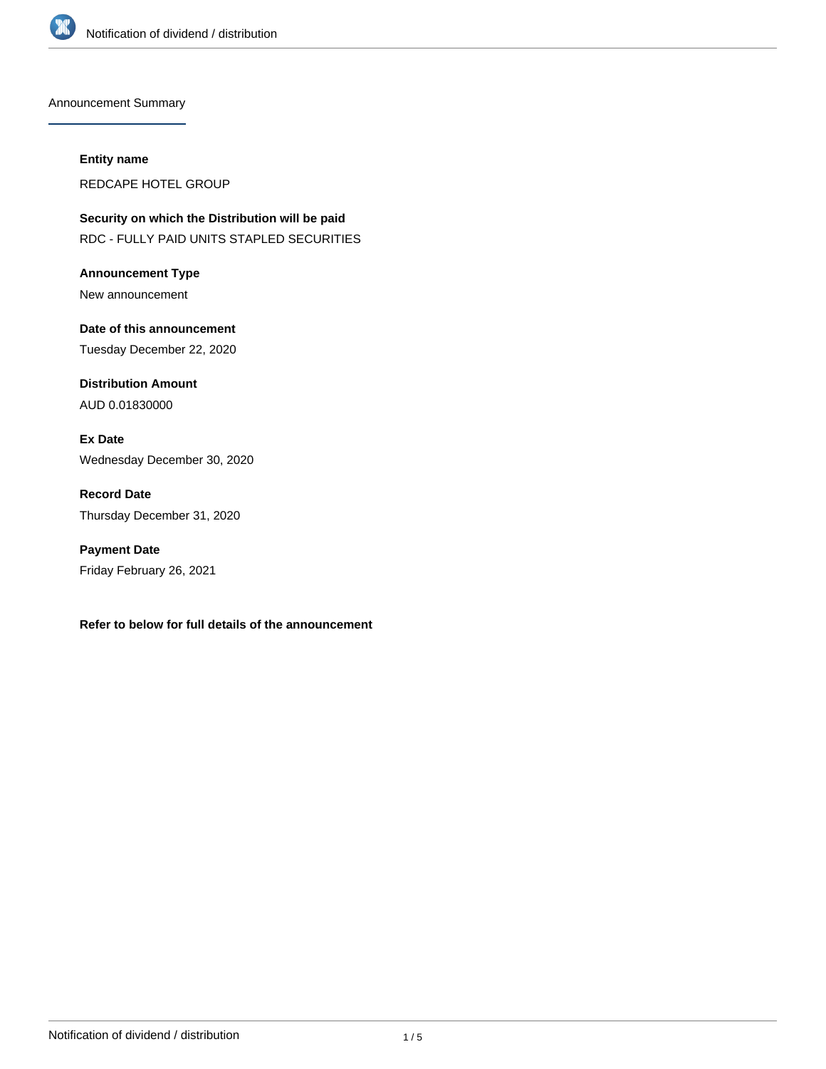## Announcement Summary

**Entity name**

REDCAPE HOTEL GROUP

**Security on which the Distribution will be paid**

RDC - FULLY PAID UNITS STAPLED SECURITIES

**Announcement Type**

New announcement

**Date of this announcement**

Tuesday December 22, 2020

**Distribution Amount**

AUD 0.01830000

**Ex Date**

Wednesday December 30, 2020

**Record Date**

Thursday December 31, 2020

**Payment Date**

Friday February 26, 2021

**Refer to below for full details of the announcement**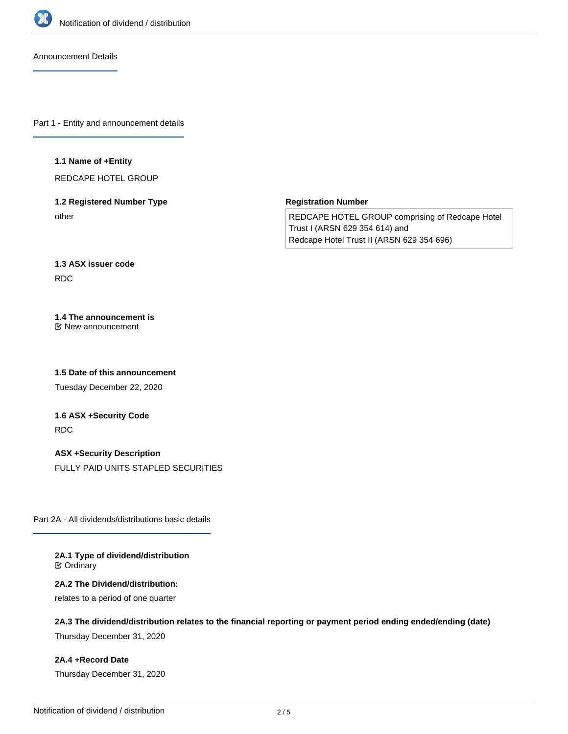## Announcement Details

### Part 1 - Entity and announcement details

**1.1 Name of +Entity**

REDCAPE HOTEL GROUP

**1.2 Registered Number Type**

other

**Registration Number**

REDCAPE HOTEL GROUP comprising of Redcape Hotel Trust I (ARSN 629 354 614) and Redcape Hotel Trust II (ARSN 629 354 696)

**1.3 ASX issuer code**

RDC

**1.4 The announcement is**

New announcement

**1.5 Date of this announcement**

Tuesday December 22, 2020

**1.6 ASX +Security Code**

RDC

**ASX +Security Description**

FULLY PAID UNITS STAPLED SECURITIES

### Part 2A - All dividends/distributions basic details

**2A.1 Type of dividend/distribution**

Ordinary

**2A.2 The Dividend/distribution:**

relates to a period of one quarter

**2A.3 The dividend/distribution relates to the financial reporting or payment period ending ended/ending (date)**

Thursday December 31, 2020

**2A.4 +Record Date**

Thursday December 31, 2020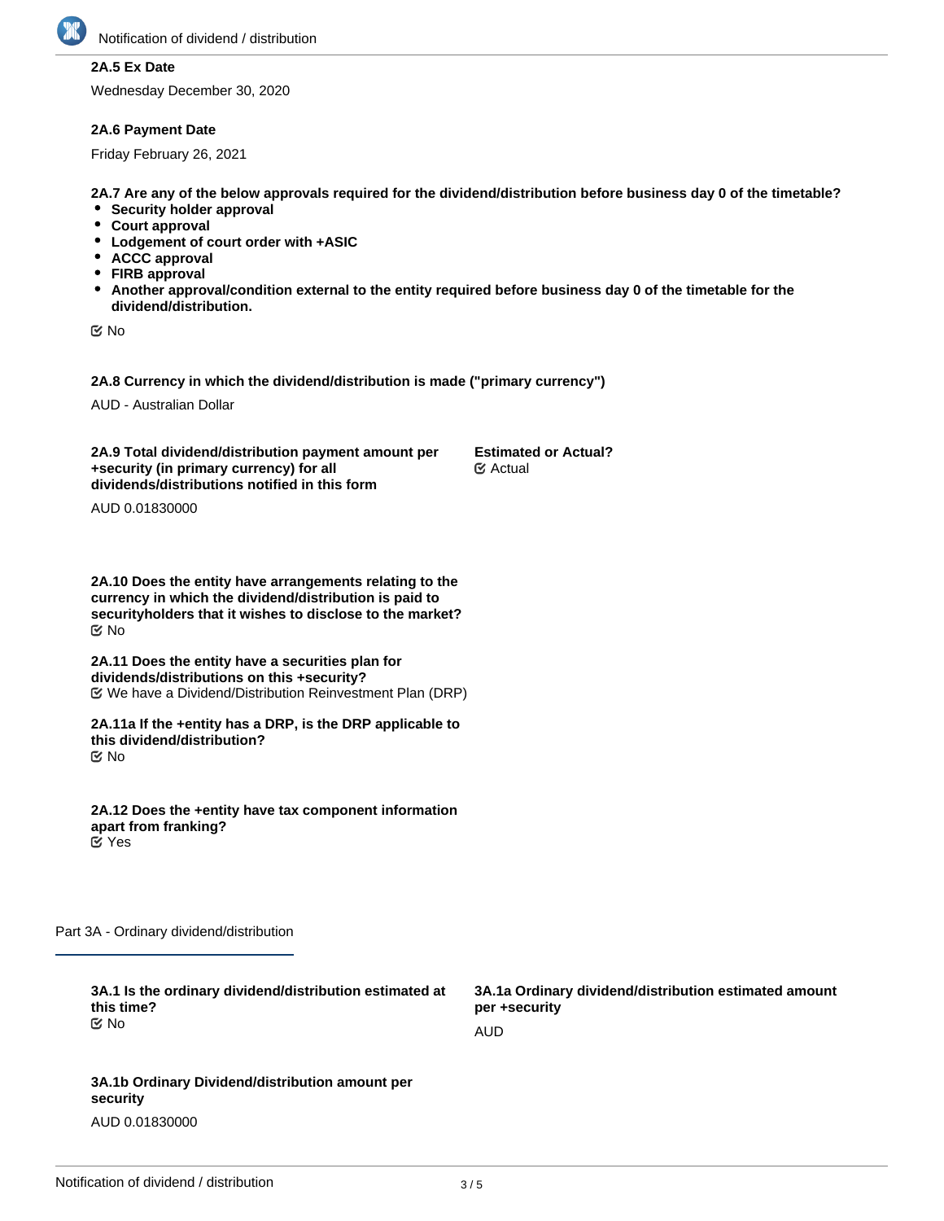**2A.5 Ex Date**

Wednesday December 30, 2020

**2A.6 Payment Date**

Friday February 26, 2021

**2A.7 Are any of the below approvals required for the dividend/distribution before business day 0 of the timetable?**

- **Security holder approval**
- **Court approval**
- **Lodgement of court order with +ASIC**
- **ACCC approval**
- **FIRB approval**
- **Another approval/condition external to the entity required before business day 0 of the timetable for the dividend/distribution.**

☑ No

**2A.8 Currency in which the dividend/distribution is made ("primary currency")**

AUD - Australian Dollar

**2A.9 Total dividend/distribution payment amount per +security (in primary currency) for all dividends/distributions notified in this form**

AUD 0.01830000

**Estimated or Actual?**

☑ Actual

**2A.10 Does the entity have arrangements relating to the currency in which the dividend/distribution is paid to securityholders that it wishes to disclose to the market?**

☑ No

**2A.11 Does the entity have a securities plan for dividends/distributions on this +security?**

☑ We have a Dividend/Distribution Reinvestment Plan (DRP)

**2A.11a If the +entity has a DRP, is the DRP applicable to this dividend/distribution?**

☑ No

**2A.12 Does the +entity have tax component information apart from franking?**

☑ Yes

## Part 3A - Ordinary dividend/distribution

**3A.1 Is the ordinary dividend/distribution estimated at this time?**

☑ No

**3A.1a Ordinary dividend/distribution estimated amount per +security**

AUD

**3A.1b Ordinary Dividend/distribution amount per security**

AUD 0.01830000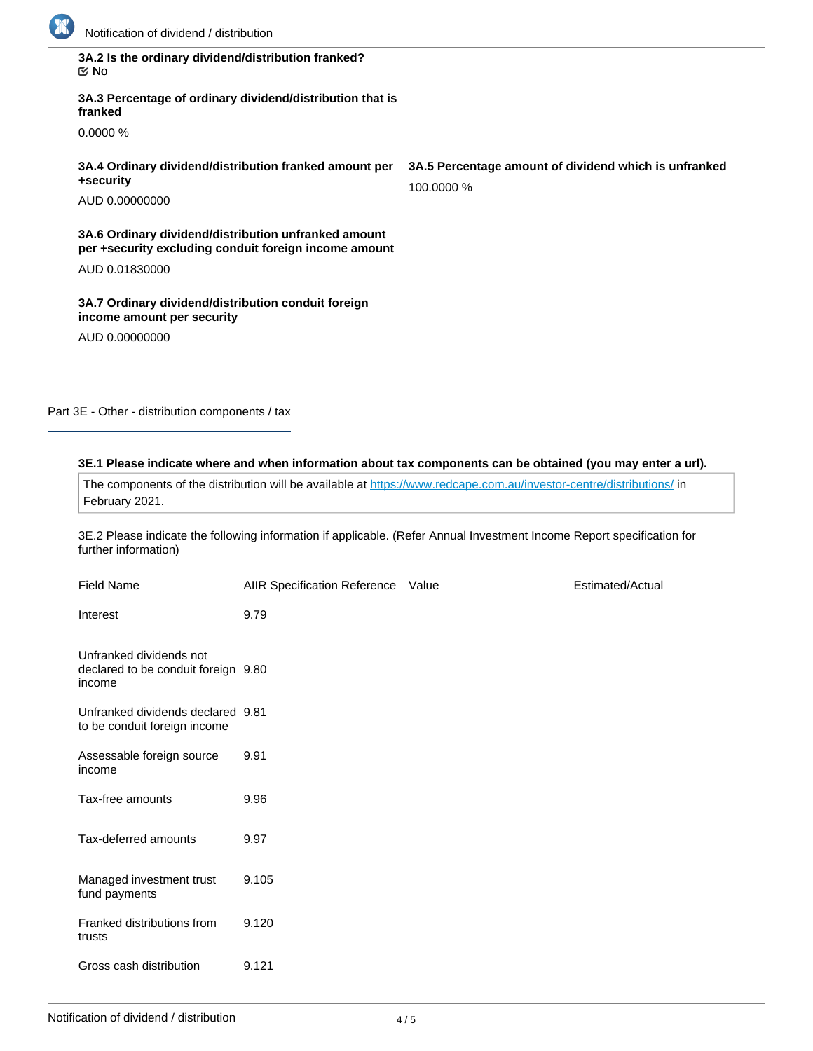**3A.2 Is the ordinary dividend/distribution franked?**
☑ No

**3A.3 Percentage of ordinary dividend/distribution that is franked**

0.0000 %

**3A.4 Ordinary dividend/distribution franked amount per +security**

AUD 0.00000000

**3A.5 Percentage amount of dividend which is unfranked**

100.0000 %

**3A.6 Ordinary dividend/distribution unfranked amount per +security excluding conduit foreign income amount**

AUD 0.01830000

**3A.7 Ordinary dividend/distribution conduit foreign income amount per security**

AUD 0.00000000

## Part 3E - Other - distribution components / tax

**3E.1 Please indicate where and when information about tax components can be obtained (you may enter a url).**

The components of the distribution will be available at https://www.redcape.com.au/investor-centre/distributions/ in February 2021.

3E.2 Please indicate the following information if applicable. (Refer Annual Investment Income Report specification for further information)

| Field Name | AIIR Specification Reference | Value | Estimated/Actual |
|---|---|---|---|
| Interest | 9.79 | | |
| Unfranked dividends not declared to be conduit foreign income | 9.80 | | |
| Unfranked dividends declared to be conduit foreign income | 9.81 | | |
| Assessable foreign source income | 9.91 | | |
| Tax-free amounts | 9.96 | | |
| Tax-deferred amounts | 9.97 | | |
| Managed investment trust fund payments | 9.105 | | |
| Franked distributions from trusts | 9.120 | | |
| Gross cash distribution | 9.121 | | |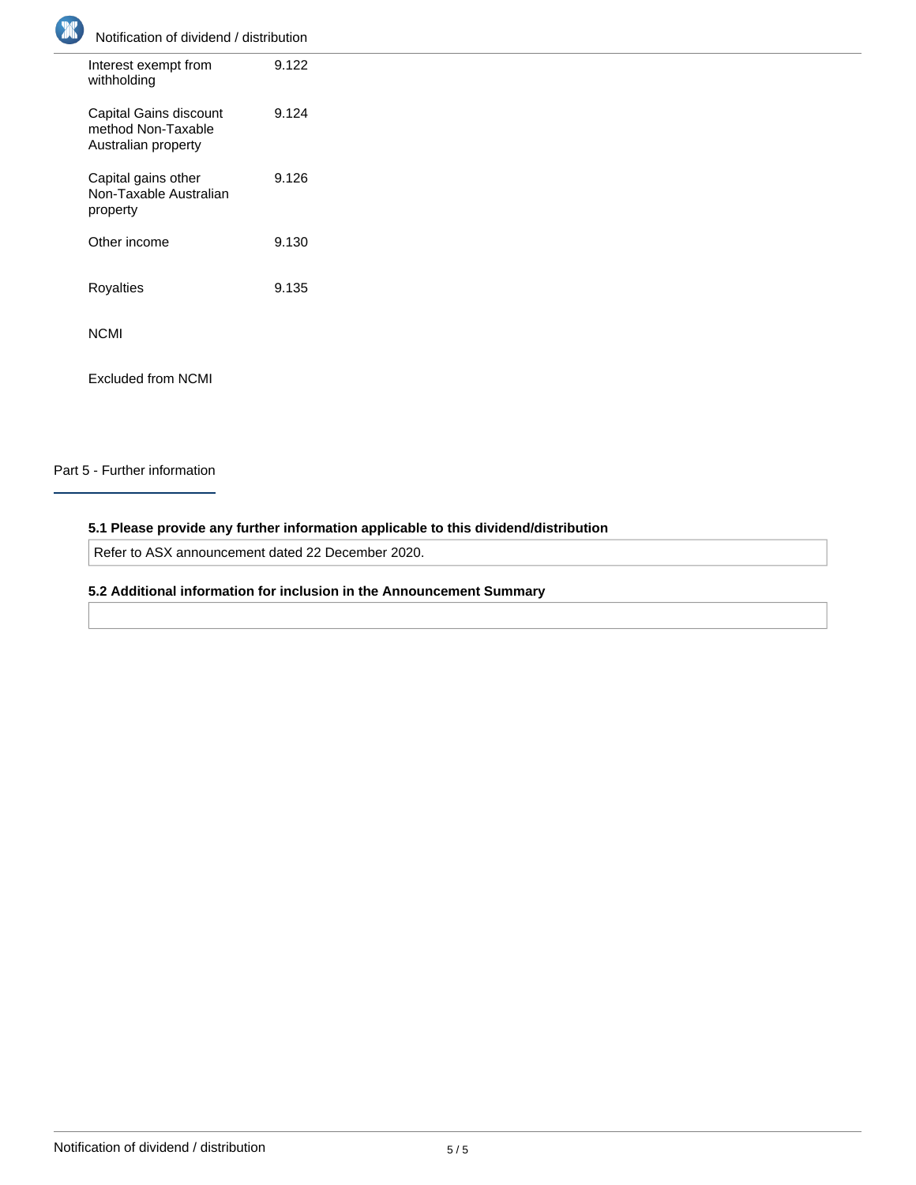| | |
|---|---|
| Interest exempt from withholding | 9.122 |
| Capital Gains discount method Non-Taxable Australian property | 9.124 |
| Capital gains other Non-Taxable Australian property | 9.126 |
| Other income | 9.130 |
| Royalties | 9.135 |
| NCMI | |
| Excluded from NCMI | |

## Part 5 - Further information

### 5.1 Please provide any further information applicable to this dividend/distribution

Refer to ASX announcement dated 22 December 2020.

### 5.2 Additional information for inclusion in the Announcement Summary